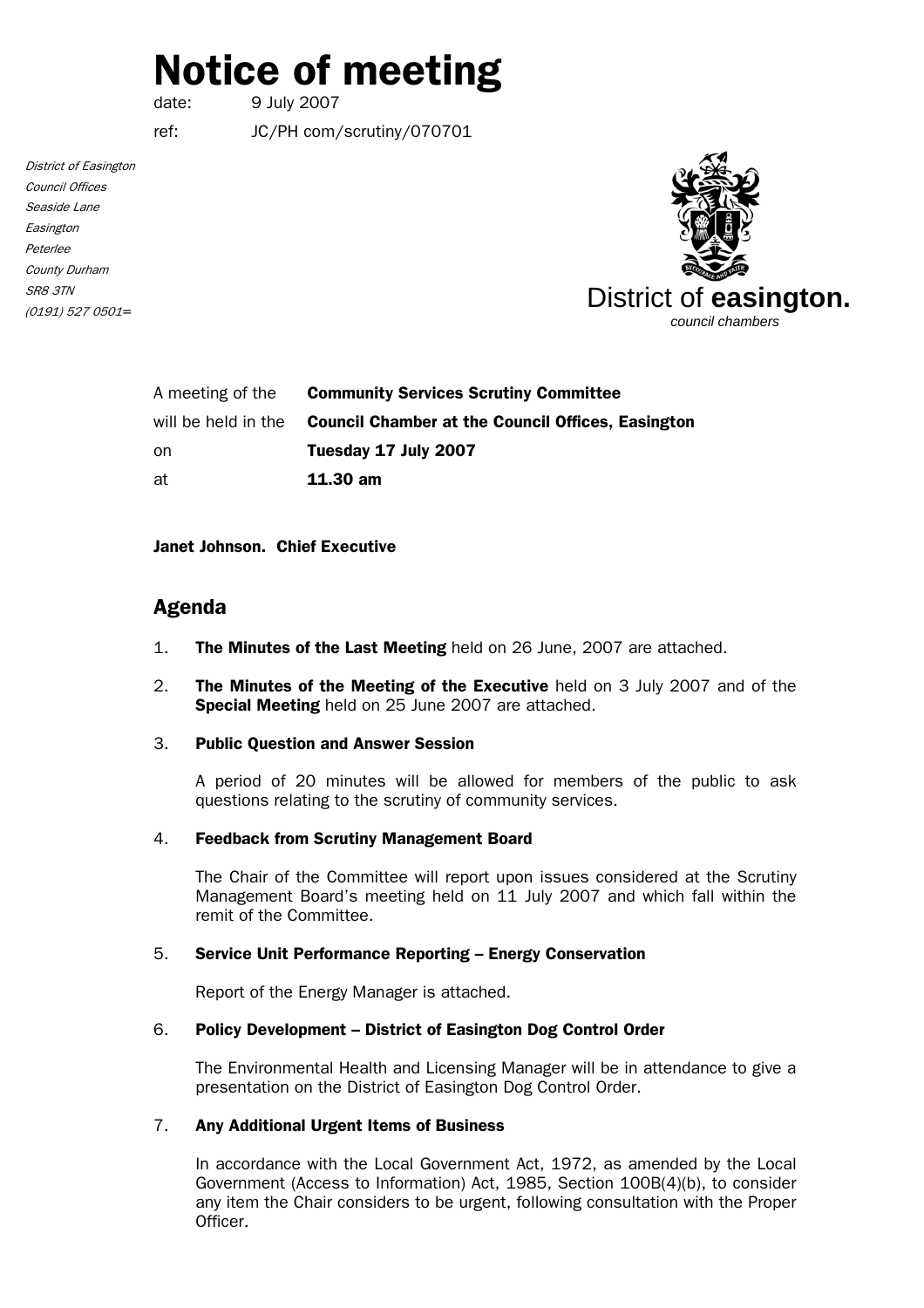# Notice of meeting

date: 9 July 2007

ref: JC/PH com/scrutiny/070701

*District of Easington*
*Council Offices*
*Seaside Lane*
*Easington*
*Peterlee*
*County Durham*
*SR8 3TN*
*(0191) 527 0501=*

District of **easington.**
*council chambers*

| | |
|---|---|
| A meeting of the | **Community Services Scrutiny Committee** |
| will be held in the | **Council Chamber at the Council Offices, Easington** |
| on | **Tuesday 17 July 2007** |
| at | **11.30 am** |

**Janet Johnson. Chief Executive**

## Agenda

1. **The Minutes of the Last Meeting** held on 26 June, 2007 are attached.

2. **The Minutes of the Meeting of the Executive** held on 3 July 2007 and of the **Special Meeting** held on 25 June 2007 are attached.

3. **Public Question and Answer Session**

   A period of 20 minutes will be allowed for members of the public to ask questions relating to the scrutiny of community services.

4. **Feedback from Scrutiny Management Board**

   The Chair of the Committee will report upon issues considered at the Scrutiny Management Board's meeting held on 11 July 2007 and which fall within the remit of the Committee.

5. **Service Unit Performance Reporting – Energy Conservation**

   Report of the Energy Manager is attached.

6. **Policy Development – District of Easington Dog Control Order**

   The Environmental Health and Licensing Manager will be in attendance to give a presentation on the District of Easington Dog Control Order.

7. **Any Additional Urgent Items of Business**

   In accordance with the Local Government Act, 1972, as amended by the Local Government (Access to Information) Act, 1985, Section 100B(4)(b), to consider any item the Chair considers to be urgent, following consultation with the Proper Officer.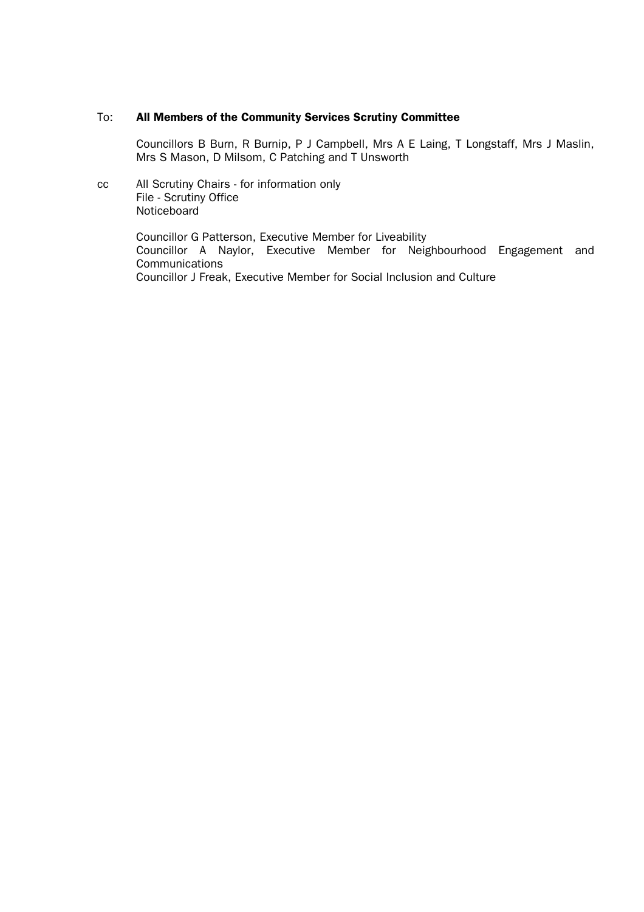To: **All Members of the Community Services Scrutiny Committee**

Councillors B Burn, R Burnip, P J Campbell, Mrs A E Laing, T Longstaff, Mrs J Maslin, Mrs S Mason, D Milsom, C Patching and T Unsworth

cc All Scrutiny Chairs - for information only
File - Scrutiny Office
Noticeboard

Councillor G Patterson, Executive Member for Liveability
Councillor A Naylor, Executive Member for Neighbourhood Engagement and Communications
Councillor J Freak, Executive Member for Social Inclusion and Culture